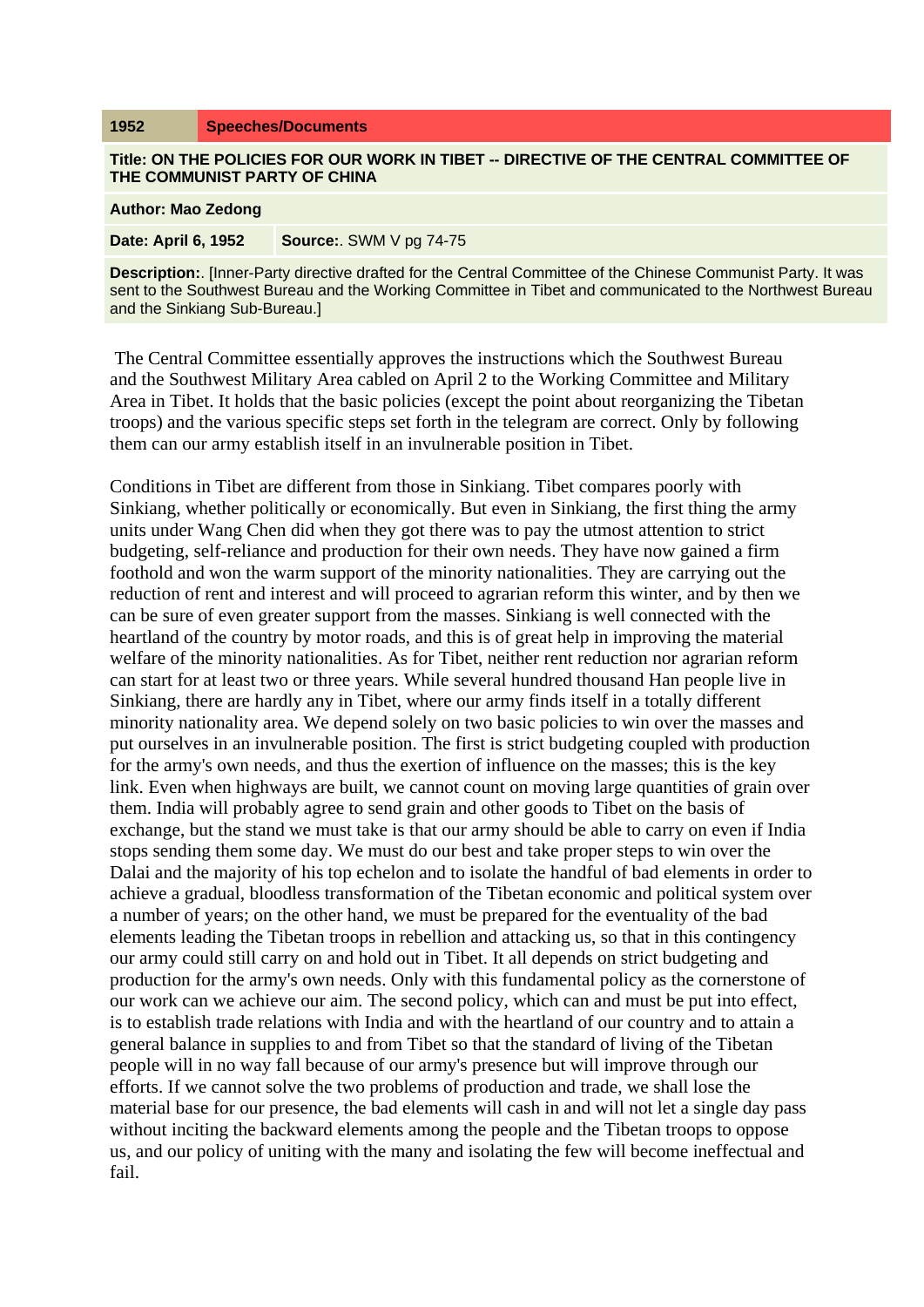**1952** | **Speeches/Documents**

**Title: ON THE POLICIES FOR OUR WORK IN TIBET -- DIRECTIVE OF THE CENTRAL COMMITTEE OF THE COMMUNIST PARTY OF CHINA**

**Author: Mao Zedong**

**Date: April 6, 1952** | **Source:**. SWM V pg 74-75

**Description:**. [Inner-Party directive drafted for the Central Committee of the Chinese Communist Party. It was sent to the Southwest Bureau and the Working Committee in Tibet and communicated to the Northwest Bureau and the Sinkiang Sub-Bureau.]

The Central Committee essentially approves the instructions which the Southwest Bureau and the Southwest Military Area cabled on April 2 to the Working Committee and Military Area in Tibet. It holds that the basic policies (except the point about reorganizing the Tibetan troops) and the various specific steps set forth in the telegram are correct. Only by following them can our army establish itself in an invulnerable position in Tibet.

Conditions in Tibet are different from those in Sinkiang. Tibet compares poorly with Sinkiang, whether politically or economically. But even in Sinkiang, the first thing the army units under Wang Chen did when they got there was to pay the utmost attention to strict budgeting, self-reliance and production for their own needs. They have now gained a firm foothold and won the warm support of the minority nationalities. They are carrying out the reduction of rent and interest and will proceed to agrarian reform this winter, and by then we can be sure of even greater support from the masses. Sinkiang is well connected with the heartland of the country by motor roads, and this is of great help in improving the material welfare of the minority nationalities. As for Tibet, neither rent reduction nor agrarian reform can start for at least two or three years. While several hundred thousand Han people live in Sinkiang, there are hardly any in Tibet, where our army finds itself in a totally different minority nationality area. We depend solely on two basic policies to win over the masses and put ourselves in an invulnerable position. The first is strict budgeting coupled with production for the army's own needs, and thus the exertion of influence on the masses; this is the key link. Even when highways are built, we cannot count on moving large quantities of grain over them. India will probably agree to send grain and other goods to Tibet on the basis of exchange, but the stand we must take is that our army should be able to carry on even if India stops sending them some day. We must do our best and take proper steps to win over the Dalai and the majority of his top echelon and to isolate the handful of bad elements in order to achieve a gradual, bloodless transformation of the Tibetan economic and political system over a number of years; on the other hand, we must be prepared for the eventuality of the bad elements leading the Tibetan troops in rebellion and attacking us, so that in this contingency our army could still carry on and hold out in Tibet. It all depends on strict budgeting and production for the army's own needs. Only with this fundamental policy as the cornerstone of our work can we achieve our aim. The second policy, which can and must be put into effect, is to establish trade relations with India and with the heartland of our country and to attain a general balance in supplies to and from Tibet so that the standard of living of the Tibetan people will in no way fall because of our army's presence but will improve through our efforts. If we cannot solve the two problems of production and trade, we shall lose the material base for our presence, the bad elements will cash in and will not let a single day pass without inciting the backward elements among the people and the Tibetan troops to oppose us, and our policy of uniting with the many and isolating the few will become ineffectual and fail.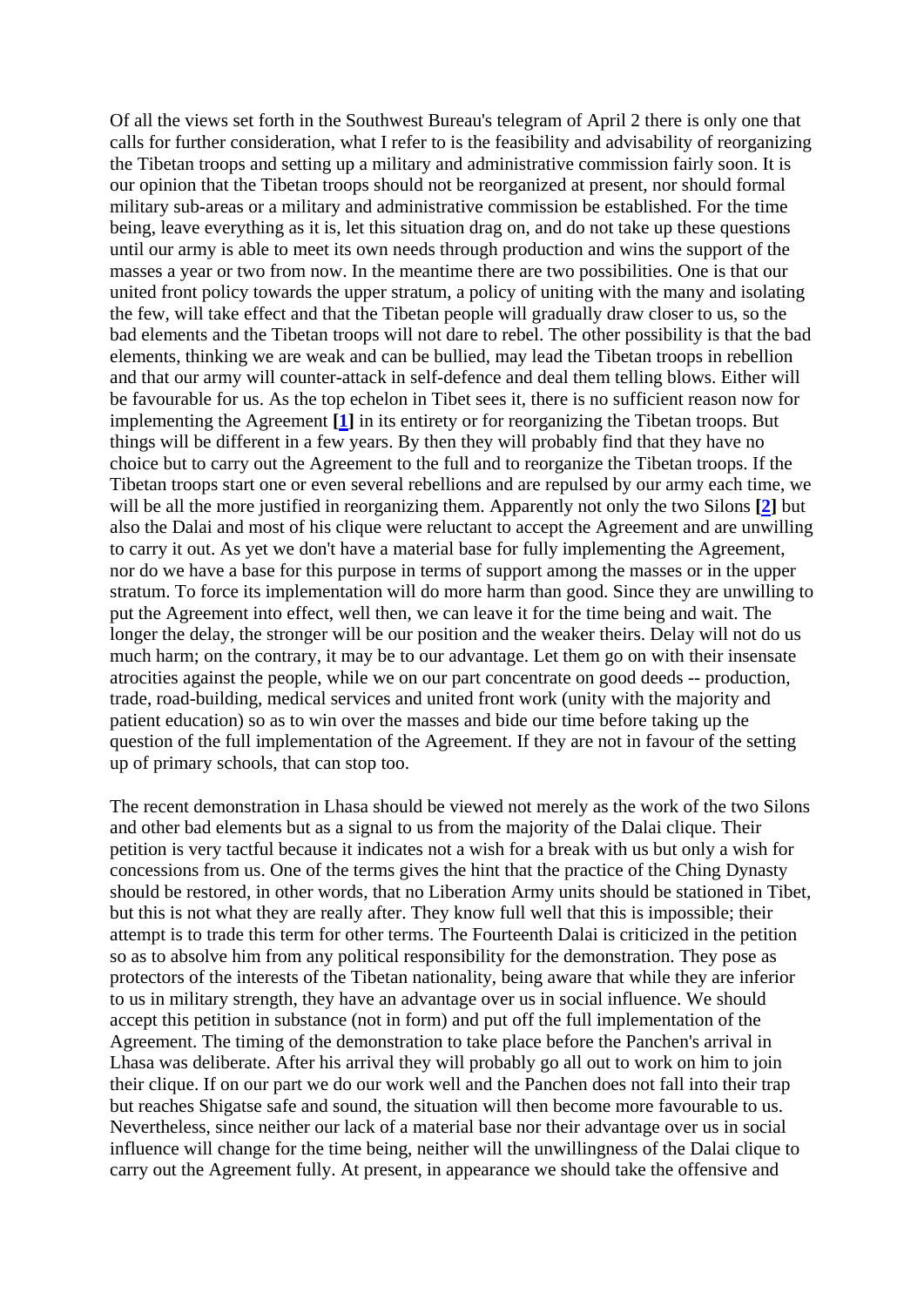Of all the views set forth in the Southwest Bureau's telegram of April 2 there is only one that calls for further consideration, what I refer to is the feasibility and advisability of reorganizing the Tibetan troops and setting up a military and administrative commission fairly soon. It is our opinion that the Tibetan troops should not be reorganized at present, nor should formal military sub-areas or a military and administrative commission be established. For the time being, leave everything as it is, let this situation drag on, and do not take up these questions until our army is able to meet its own needs through production and wins the support of the masses a year or two from now. In the meantime there are two possibilities. One is that our united front policy towards the upper stratum, a policy of uniting with the many and isolating the few, will take effect and that the Tibetan people will gradually draw closer to us, so the bad elements and the Tibetan troops will not dare to rebel. The other possibility is that the bad elements, thinking we are weak and can be bullied, may lead the Tibetan troops in rebellion and that our army will counter-attack in self-defence and deal them telling blows. Either will be favourable for us. As the top echelon in Tibet sees it, there is no sufficient reason now for implementing the Agreement **[1]** in its entirety or for reorganizing the Tibetan troops. But things will be different in a few years. By then they will probably find that they have no choice but to carry out the Agreement to the full and to reorganize the Tibetan troops. If the Tibetan troops start one or even several rebellions and are repulsed by our army each time, we will be all the more justified in reorganizing them. Apparently not only the two Silons **[2]** but also the Dalai and most of his clique were reluctant to accept the Agreement and are unwilling to carry it out. As yet we don't have a material base for fully implementing the Agreement, nor do we have a base for this purpose in terms of support among the masses or in the upper stratum. To force its implementation will do more harm than good. Since they are unwilling to put the Agreement into effect, well then, we can leave it for the time being and wait. The longer the delay, the stronger will be our position and the weaker theirs. Delay will not do us much harm; on the contrary, it may be to our advantage. Let them go on with their insensate atrocities against the people, while we on our part concentrate on good deeds -- production, trade, road-building, medical services and united front work (unity with the majority and patient education) so as to win over the masses and bide our time before taking up the question of the full implementation of the Agreement. If they are not in favour of the setting up of primary schools, that can stop too.

The recent demonstration in Lhasa should be viewed not merely as the work of the two Silons and other bad elements but as a signal to us from the majority of the Dalai clique. Their petition is very tactful because it indicates not a wish for a break with us but only a wish for concessions from us. One of the terms gives the hint that the practice of the Ching Dynasty should be restored, in other words, that no Liberation Army units should be stationed in Tibet, but this is not what they are really after. They know full well that this is impossible; their attempt is to trade this term for other terms. The Fourteenth Dalai is criticized in the petition so as to absolve him from any political responsibility for the demonstration. They pose as protectors of the interests of the Tibetan nationality, being aware that while they are inferior to us in military strength, they have an advantage over us in social influence. We should accept this petition in substance (not in form) and put off the full implementation of the Agreement. The timing of the demonstration to take place before the Panchen's arrival in Lhasa was deliberate. After his arrival they will probably go all out to work on him to join their clique. If on our part we do our work well and the Panchen does not fall into their trap but reaches Shigatse safe and sound, the situation will then become more favourable to us. Nevertheless, since neither our lack of a material base nor their advantage over us in social influence will change for the time being, neither will the unwillingness of the Dalai clique to carry out the Agreement fully. At present, in appearance we should take the offensive and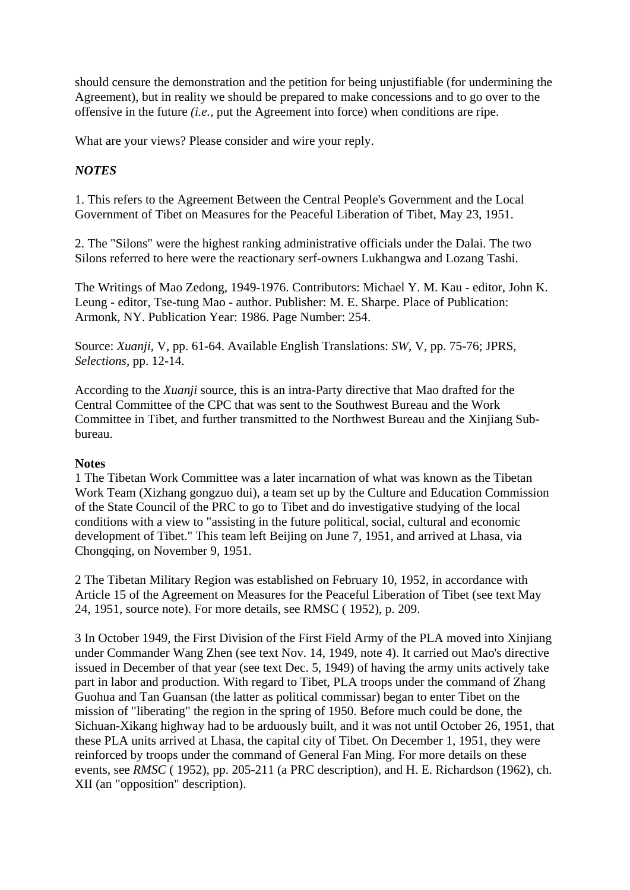should censure the demonstration and the petition for being unjustifiable (for undermining the Agreement), but in reality we should be prepared to make concessions and to go over to the offensive in the future *(i.e.,* put the Agreement into force) when conditions are ripe.

What are your views? Please consider and wire your reply.

***NOTES***

1. This refers to the Agreement Between the Central People's Government and the Local Government of Tibet on Measures for the Peaceful Liberation of Tibet, May 23, 1951.

2. The "Silons" were the highest ranking administrative officials under the Dalai. The two Silons referred to here were the reactionary serf-owners Lukhangwa and Lozang Tashi.

The Writings of Mao Zedong, 1949-1976. Contributors: Michael Y. M. Kau - editor, John K. Leung - editor, Tse-tung Mao - author. Publisher: M. E. Sharpe. Place of Publication: Armonk, NY. Publication Year: 1986. Page Number: 254.

Source: *Xuanji*, V, pp. 61-64. Available English Translations: *SW*, V, pp. 75-76; JPRS, *Selections*, pp. 12-14.

According to the *Xuanji* source, this is an intra-Party directive that Mao drafted for the Central Committee of the CPC that was sent to the Southwest Bureau and the Work Committee in Tibet, and further transmitted to the Northwest Bureau and the Xinjiang Sub-bureau.

**Notes**

1 The Tibetan Work Committee was a later incarnation of what was known as the Tibetan Work Team (Xizhang gongzuo dui), a team set up by the Culture and Education Commission of the State Council of the PRC to go to Tibet and do investigative studying of the local conditions with a view to "assisting in the future political, social, cultural and economic development of Tibet." This team left Beijing on June 7, 1951, and arrived at Lhasa, via Chongqing, on November 9, 1951.

2 The Tibetan Military Region was established on February 10, 1952, in accordance with Article 15 of the Agreement on Measures for the Peaceful Liberation of Tibet (see text May 24, 1951, source note). For more details, see RMSC ( 1952), p. 209.

3 In October 1949, the First Division of the First Field Army of the PLA moved into Xinjiang under Commander Wang Zhen (see text Nov. 14, 1949, note 4). It carried out Mao's directive issued in December of that year (see text Dec. 5, 1949) of having the army units actively take part in labor and production. With regard to Tibet, PLA troops under the command of Zhang Guohua and Tan Guansan (the latter as political commissar) began to enter Tibet on the mission of "liberating" the region in the spring of 1950. Before much could be done, the Sichuan-Xikang highway had to be arduously built, and it was not until October 26, 1951, that these PLA units arrived at Lhasa, the capital city of Tibet. On December 1, 1951, they were reinforced by troops under the command of General Fan Ming. For more details on these events, see *RMSC* ( 1952), pp. 205-211 (a PRC description), and H. E. Richardson (1962), ch. XII (an "opposition" description).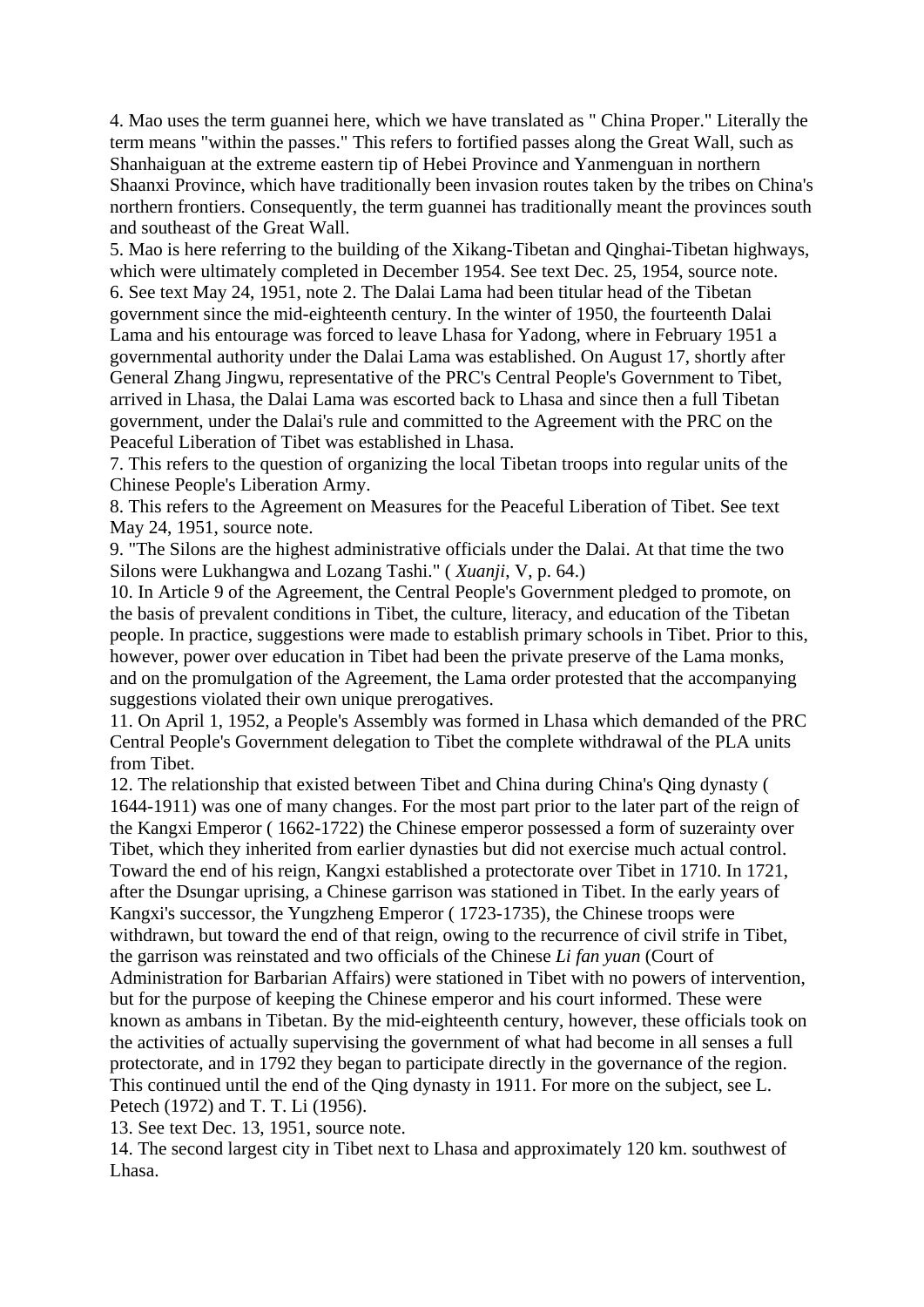4. Mao uses the term guannei here, which we have translated as " China Proper." Literally the term means "within the passes." This refers to fortified passes along the Great Wall, such as Shanhaiguan at the extreme eastern tip of Hebei Province and Yanmenguan in northern Shaanxi Province, which have traditionally been invasion routes taken by the tribes on China's northern frontiers. Consequently, the term guannei has traditionally meant the provinces south and southeast of the Great Wall.

5. Mao is here referring to the building of the Xikang-Tibetan and Qinghai-Tibetan highways, which were ultimately completed in December 1954. See text Dec. 25, 1954, source note.

6. See text May 24, 1951, note 2. The Dalai Lama had been titular head of the Tibetan government since the mid-eighteenth century. In the winter of 1950, the fourteenth Dalai Lama and his entourage was forced to leave Lhasa for Yadong, where in February 1951 a governmental authority under the Dalai Lama was established. On August 17, shortly after General Zhang Jingwu, representative of the PRC's Central People's Government to Tibet, arrived in Lhasa, the Dalai Lama was escorted back to Lhasa and since then a full Tibetan government, under the Dalai's rule and committed to the Agreement with the PRC on the Peaceful Liberation of Tibet was established in Lhasa.

7. This refers to the question of organizing the local Tibetan troops into regular units of the Chinese People's Liberation Army.

8. This refers to the Agreement on Measures for the Peaceful Liberation of Tibet. See text May 24, 1951, source note.

9. "The Silons are the highest administrative officials under the Dalai. At that time the two Silons were Lukhangwa and Lozang Tashi." ( *Xuanji*, V, p. 64.)

10. In Article 9 of the Agreement, the Central People's Government pledged to promote, on the basis of prevalent conditions in Tibet, the culture, literacy, and education of the Tibetan people. In practice, suggestions were made to establish primary schools in Tibet. Prior to this, however, power over education in Tibet had been the private preserve of the Lama monks, and on the promulgation of the Agreement, the Lama order protested that the accompanying suggestions violated their own unique prerogatives.

11. On April 1, 1952, a People's Assembly was formed in Lhasa which demanded of the PRC Central People's Government delegation to Tibet the complete withdrawal of the PLA units from Tibet.

12. The relationship that existed between Tibet and China during China's Qing dynasty ( 1644-1911) was one of many changes. For the most part prior to the later part of the reign of the Kangxi Emperor ( 1662-1722) the Chinese emperor possessed a form of suzerainty over Tibet, which they inherited from earlier dynasties but did not exercise much actual control. Toward the end of his reign, Kangxi established a protectorate over Tibet in 1710. In 1721, after the Dsungar uprising, a Chinese garrison was stationed in Tibet. In the early years of Kangxi's successor, the Yungzheng Emperor ( 1723-1735), the Chinese troops were withdrawn, but toward the end of that reign, owing to the recurrence of civil strife in Tibet, the garrison was reinstated and two officials of the Chinese *Li fan yuan* (Court of Administration for Barbarian Affairs) were stationed in Tibet with no powers of intervention, but for the purpose of keeping the Chinese emperor and his court informed. These were known as ambans in Tibetan. By the mid-eighteenth century, however, these officials took on the activities of actually supervising the government of what had become in all senses a full protectorate, and in 1792 they began to participate directly in the governance of the region. This continued until the end of the Qing dynasty in 1911. For more on the subject, see L. Petech (1972) and T. T. Li (1956).

13. See text Dec. 13, 1951, source note.

14. The second largest city in Tibet next to Lhasa and approximately 120 km. southwest of Lhasa.